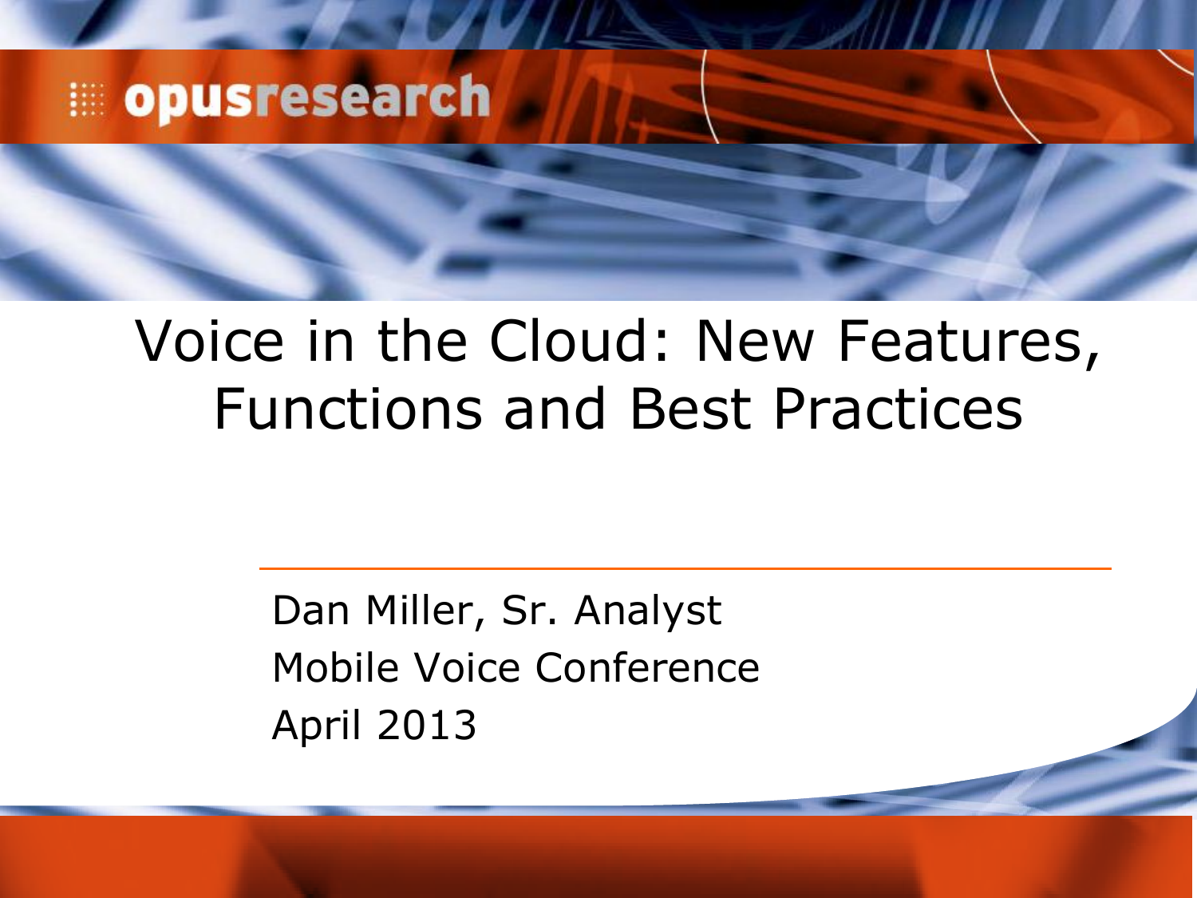opusresearch

# Voice in the Cloud: New Features, Functions and Best Practices

Dan Miller, Sr. Analyst
Mobile Voice Conference
April 2013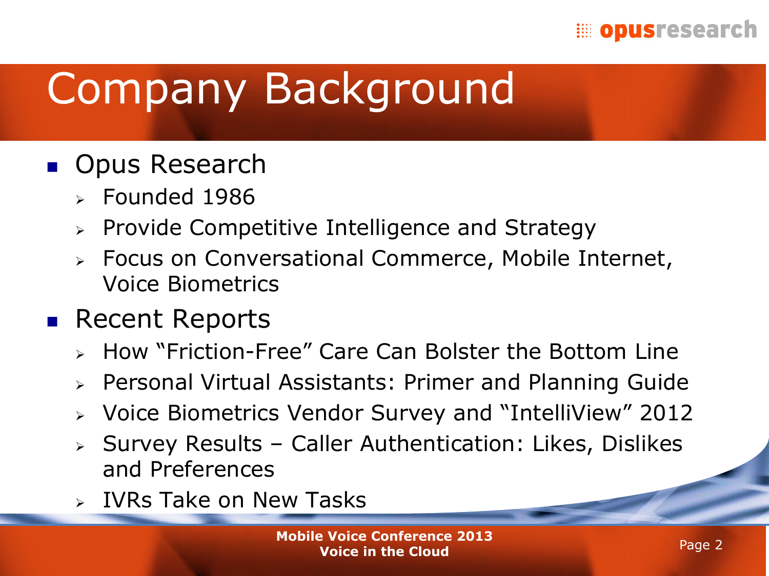# Company Background

- Opus Research
  - Founded 1986
  - Provide Competitive Intelligence and Strategy
  - Focus on Conversational Commerce, Mobile Internet, Voice Biometrics
- Recent Reports
  - How "Friction-Free" Care Can Bolster the Bottom Line
  - Personal Virtual Assistants: Primer and Planning Guide
  - Voice Biometrics Vendor Survey and "IntelliView" 2012
  - Survey Results – Caller Authentication: Likes, Dislikes and Preferences
  - IVRs Take on New Tasks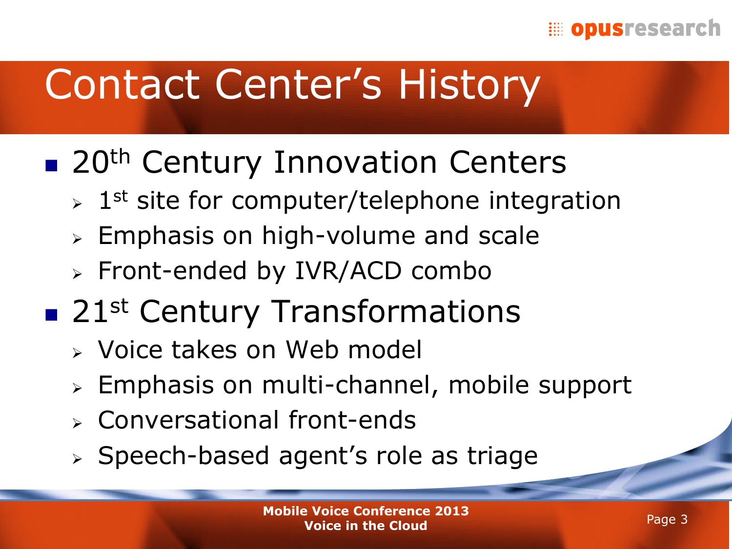# Contact Center's History

- 20th Century Innovation Centers
  - 1st site for computer/telephone integration
  - Emphasis on high-volume and scale
  - Front-ended by IVR/ACD combo
- 21st Century Transformations
  - Voice takes on Web model
  - Emphasis on multi-channel, mobile support
  - Conversational front-ends
  - Speech-based agent's role as triage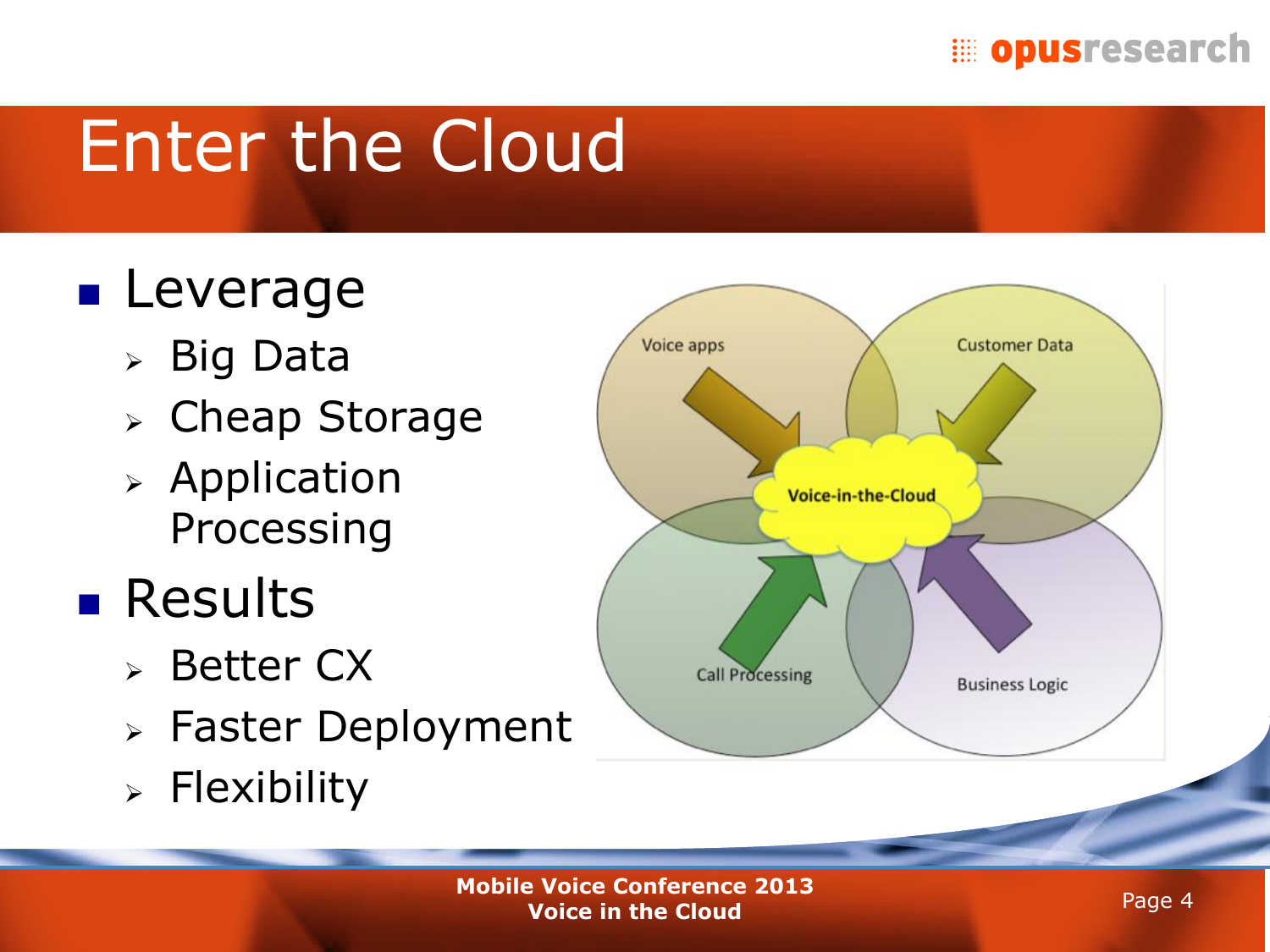# Enter the Cloud

- Leverage
  - Big Data
  - Cheap Storage
  - Application Processing
- Results
  - Better CX
  - Faster Deployment
  - Flexibility

Voice apps

Customer Data

Voice-in-the-Cloud

Call Processing

Business Logic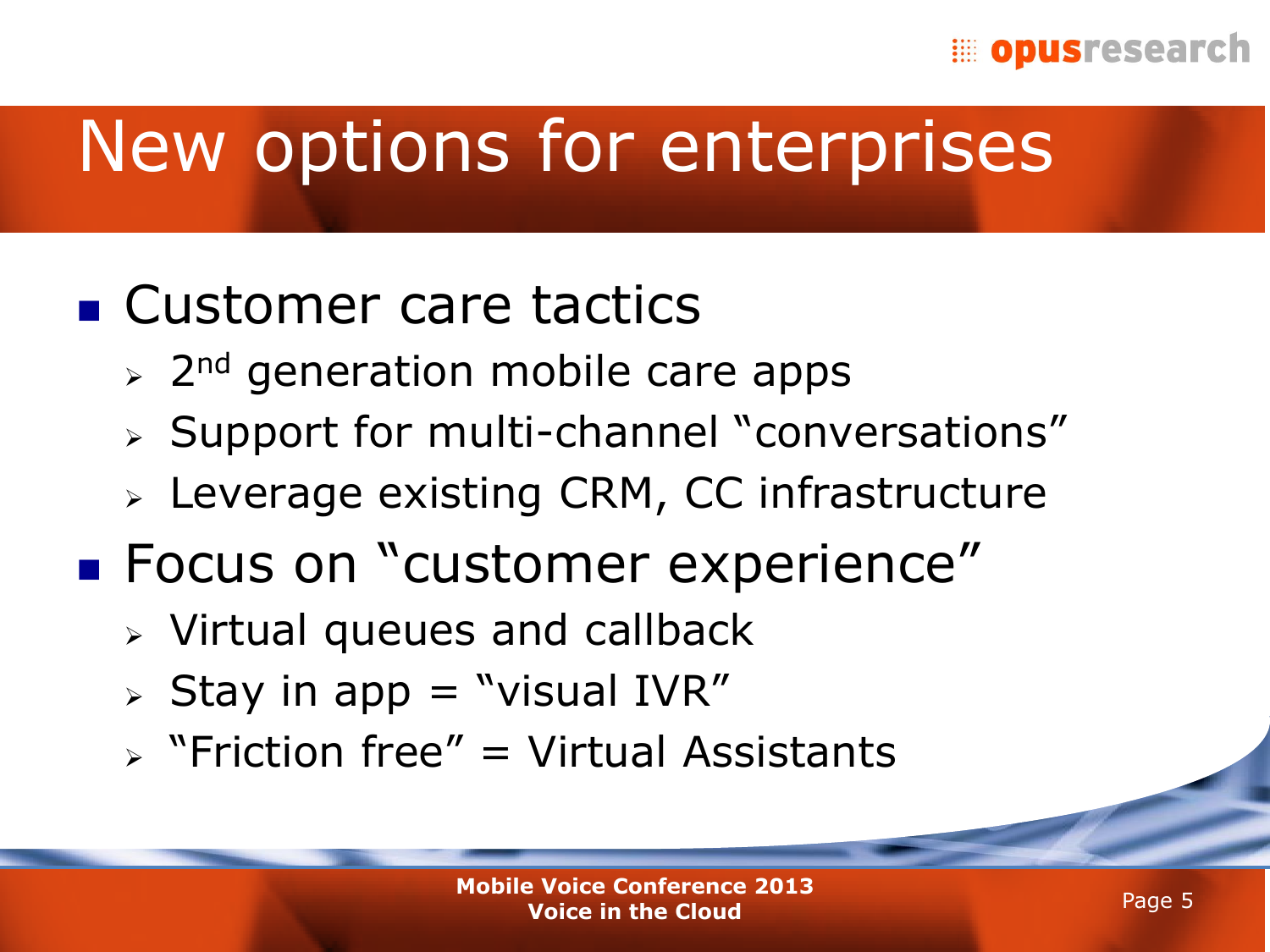# New options for enterprises

- Customer care tactics
  - 2nd generation mobile care apps
  - Support for multi-channel "conversations"
  - Leverage existing CRM, CC infrastructure
- Focus on "customer experience"
  - Virtual queues and callback
  - Stay in app = "visual IVR"
  - "Friction free" = Virtual Assistants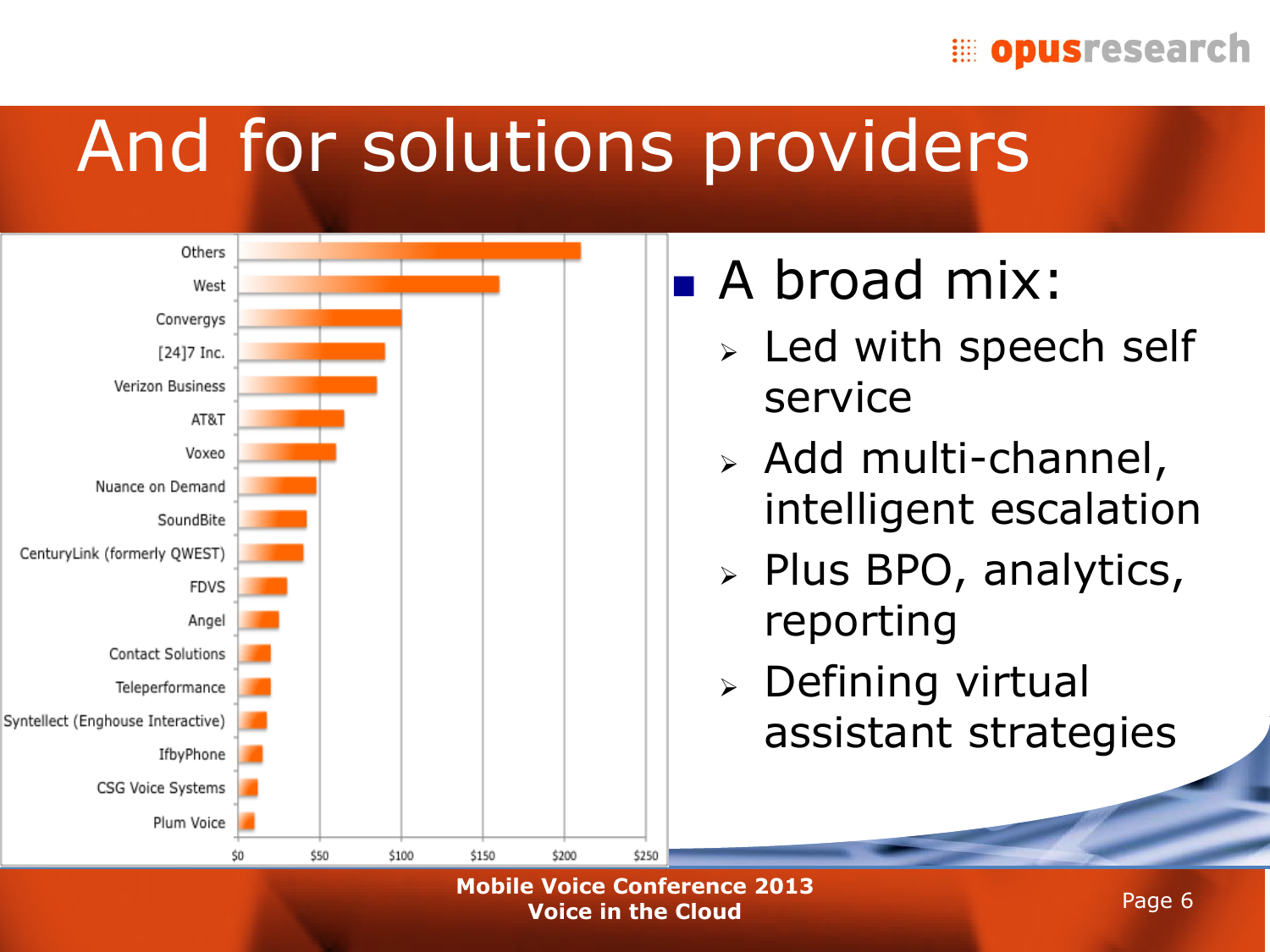# And for solutions providers

| Provider | Value |
|---|---|
| Others | ~$210 |
| West | ~$160 |
| Convergys | ~$100 |
| [24]7 Inc. | ~$90 |
| Verizon Business | ~$85 |
| AT&T | ~$65 |
| Voxeo | ~$60 |
| Nuance on Demand | ~$48 |
| SoundBite | ~$42 |
| CenturyLink (formerly QWEST) | ~$40 |
| FDVS | ~$30 |
| Angel | ~$25 |
| Contact Solutions | ~$20 |
| Teleperformance | ~$20 |
| Syntellect (Enghouse Interactive) | ~$18 |
| IfbyPhone | ~$15 |
| CSG Voice Systems | ~$12 |
| Plum Voice | ~$10 |

- A broad mix:
  - Led with speech self service
  - Add multi-channel, intelligent escalation
  - Plus BPO, analytics, reporting
  - Defining virtual assistant strategies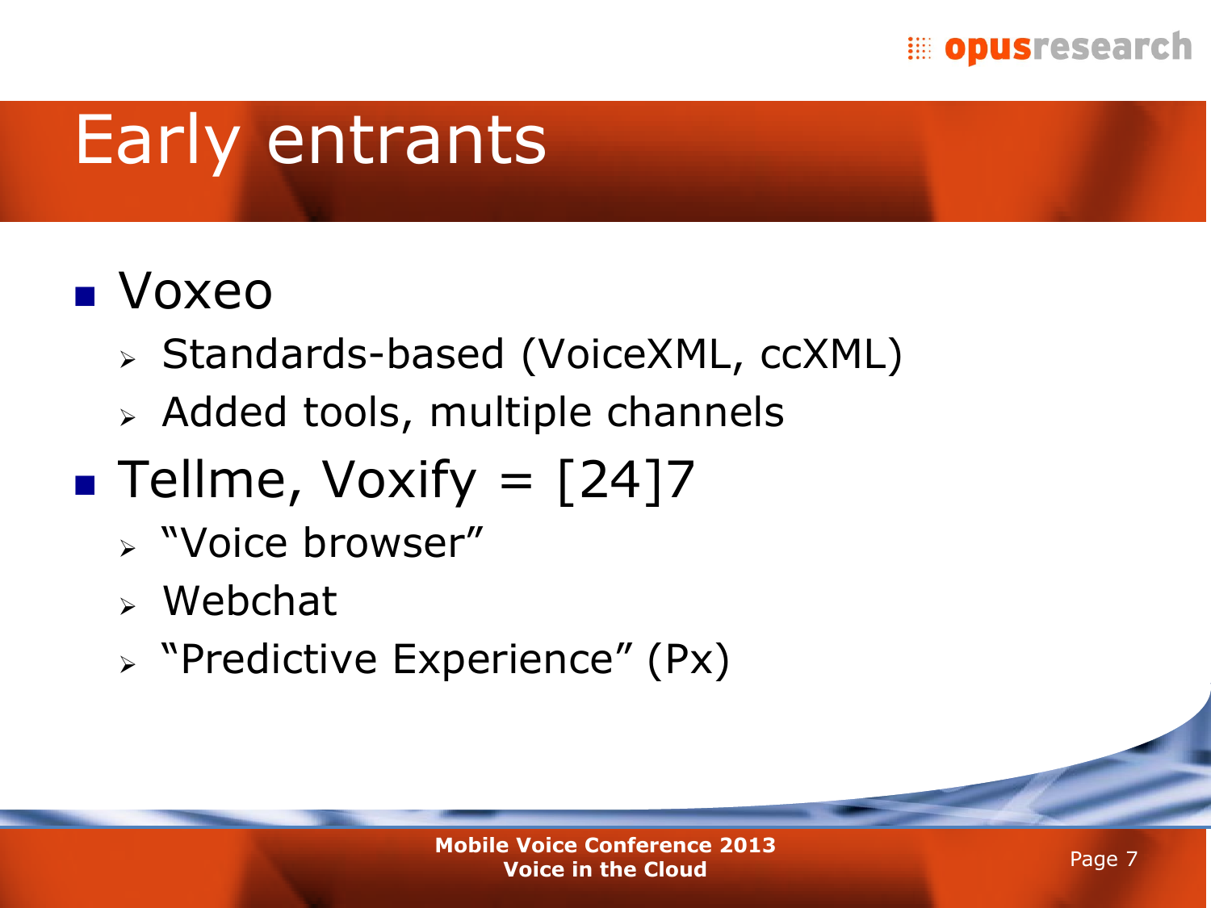# Early entrants

- Voxeo
  - Standards-based (VoiceXML, ccXML)
  - Added tools, multiple channels
- Tellme, Voxify = [24]7
  - "Voice browser"
  - Webchat
  - "Predictive Experience" (Px)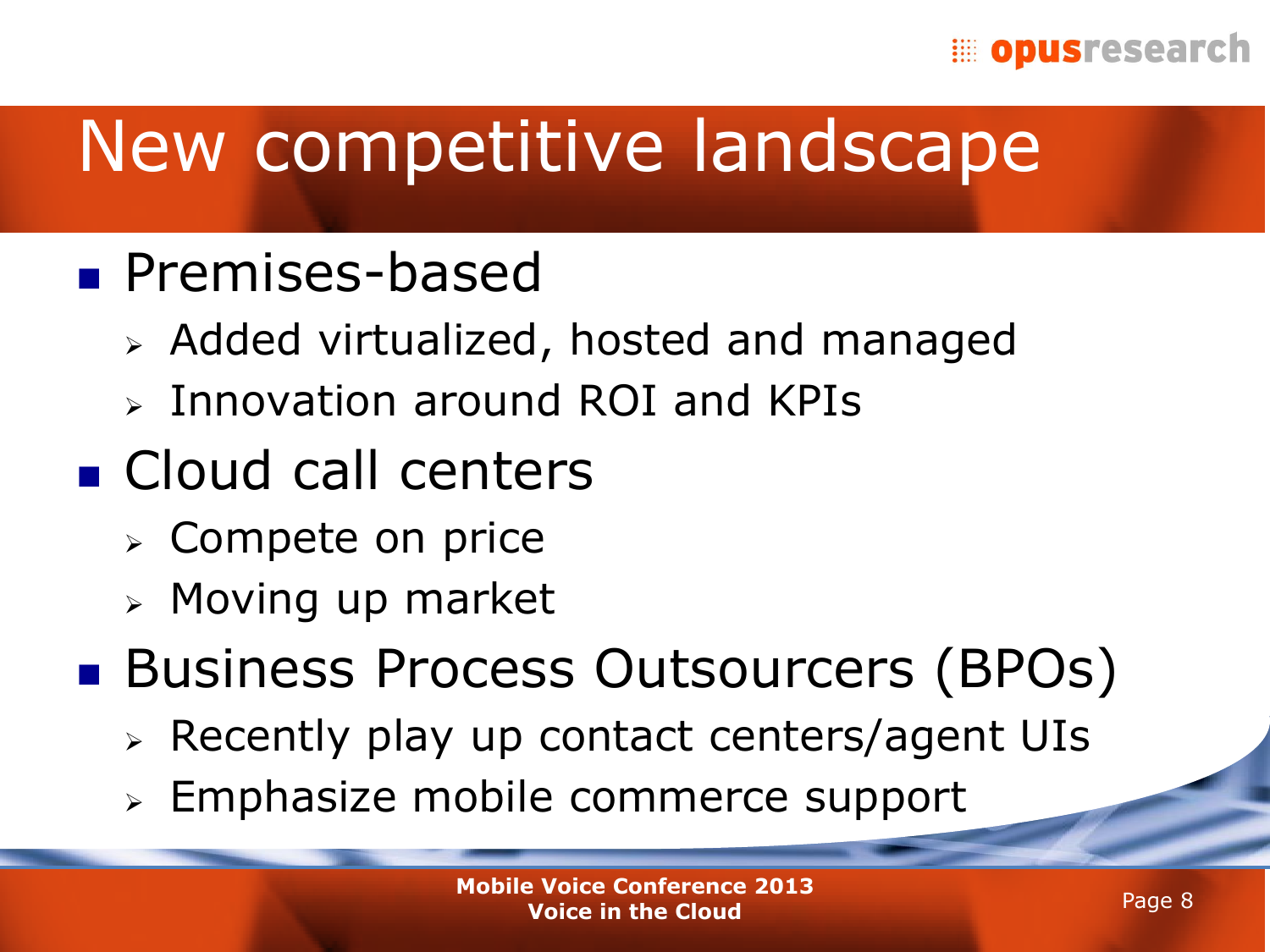# New competitive landscape

- Premises-based
  - Added virtualized, hosted and managed
  - Innovation around ROI and KPIs
- Cloud call centers
  - Compete on price
  - Moving up market
- Business Process Outsourcers (BPOs)
  - Recently play up contact centers/agent UIs
  - Emphasize mobile commerce support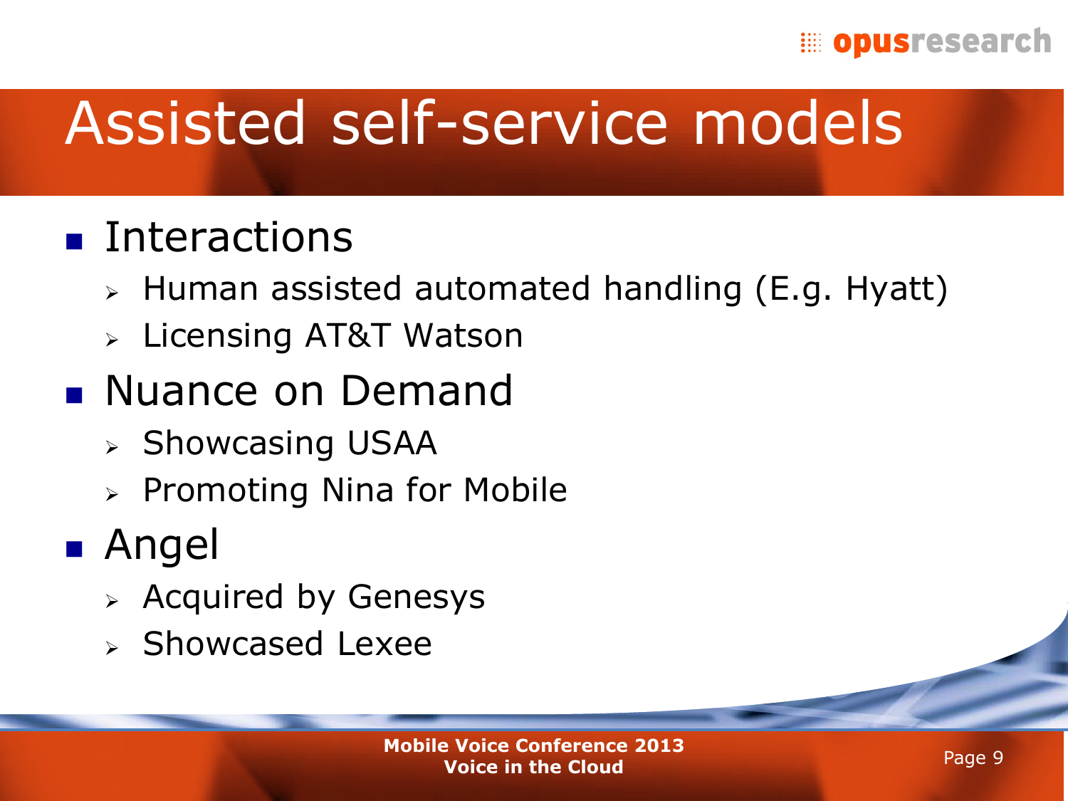# Assisted self-service models

- Interactions
  - Human assisted automated handling (E.g. Hyatt)
  - Licensing AT&T Watson
- Nuance on Demand
  - Showcasing USAA
  - Promoting Nina for Mobile
- Angel
  - Acquired by Genesys
  - Showcased Lexee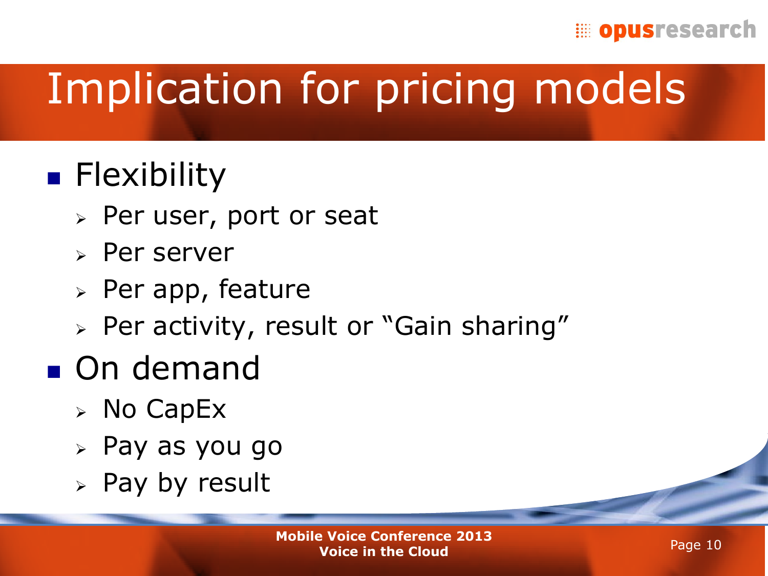# Implication for pricing models

- Flexibility
  - Per user, port or seat
  - Per server
  - Per app, feature
  - Per activity, result or "Gain sharing"
- On demand
  - No CapEx
  - Pay as you go
  - Pay by result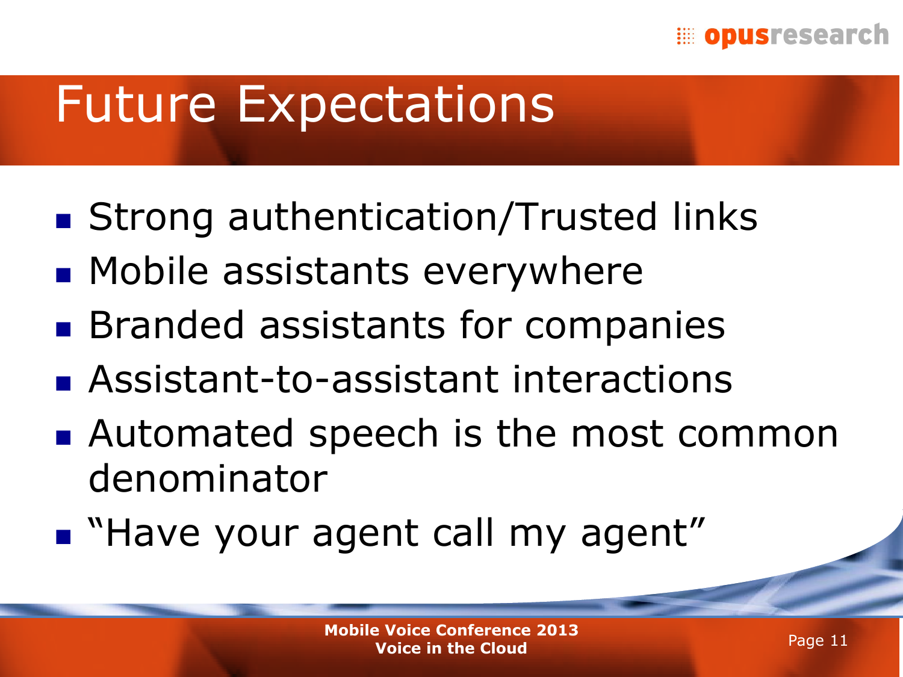# Future Expectations

- Strong authentication/Trusted links
- Mobile assistants everywhere
- Branded assistants for companies
- Assistant-to-assistant interactions
- Automated speech is the most common denominator
- "Have your agent call my agent"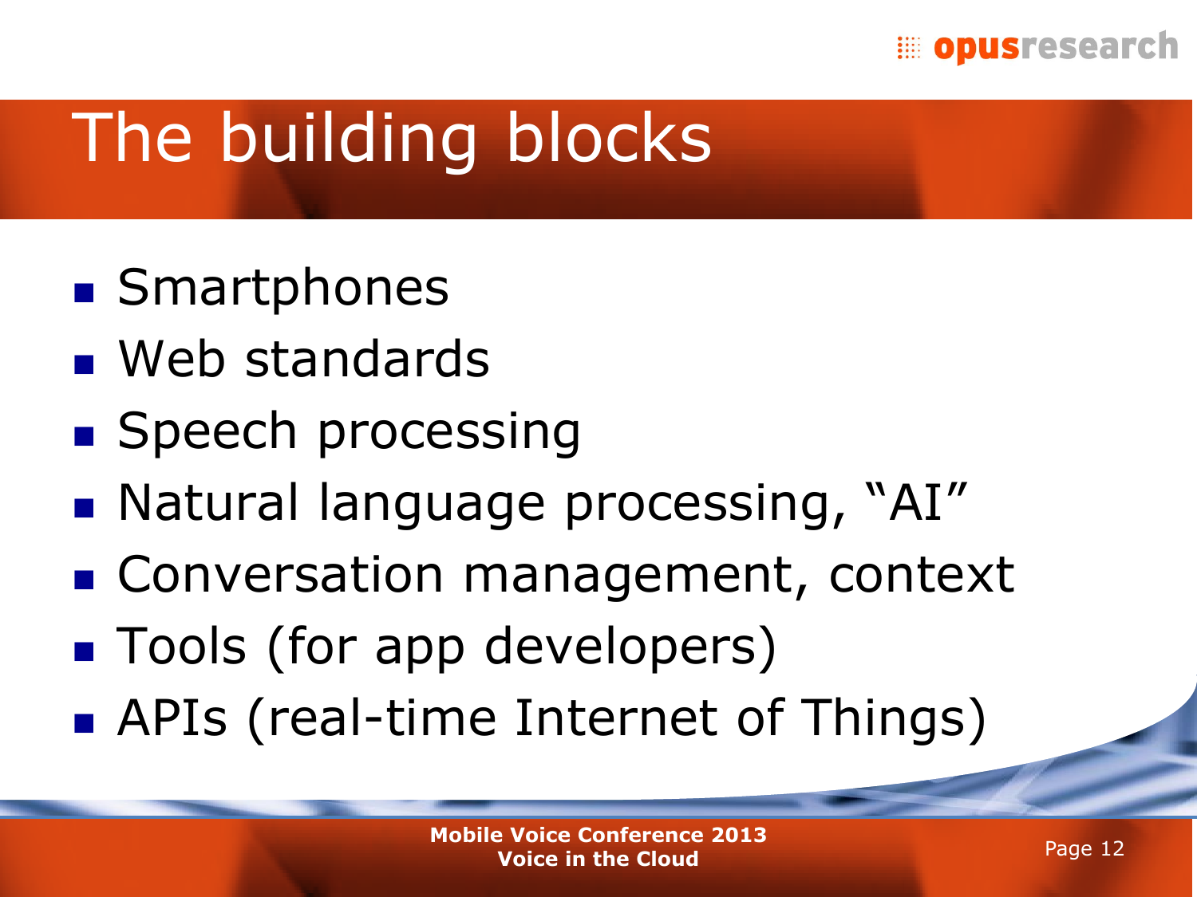# The building blocks

- Smartphones
- Web standards
- Speech processing
- Natural language processing, "AI"
- Conversation management, context
- Tools (for app developers)
- APIs (real-time Internet of Things)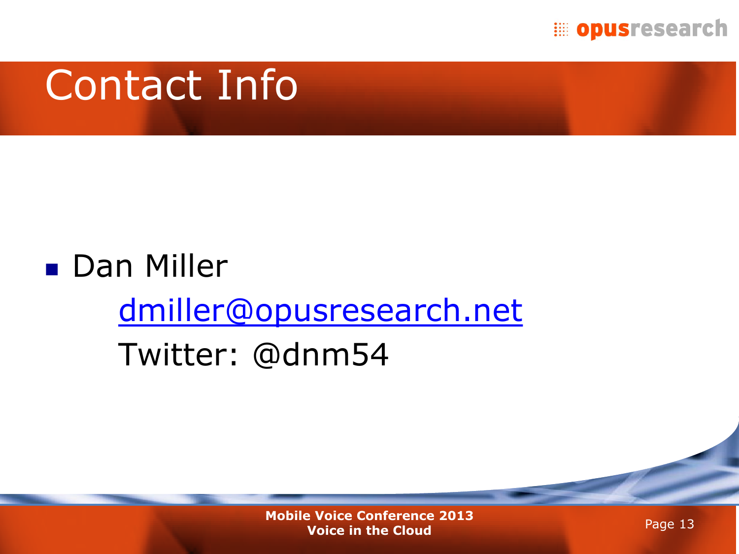# Contact Info

- Dan Miller

  dmiller@opusresearch.net

  Twitter: @dnm54